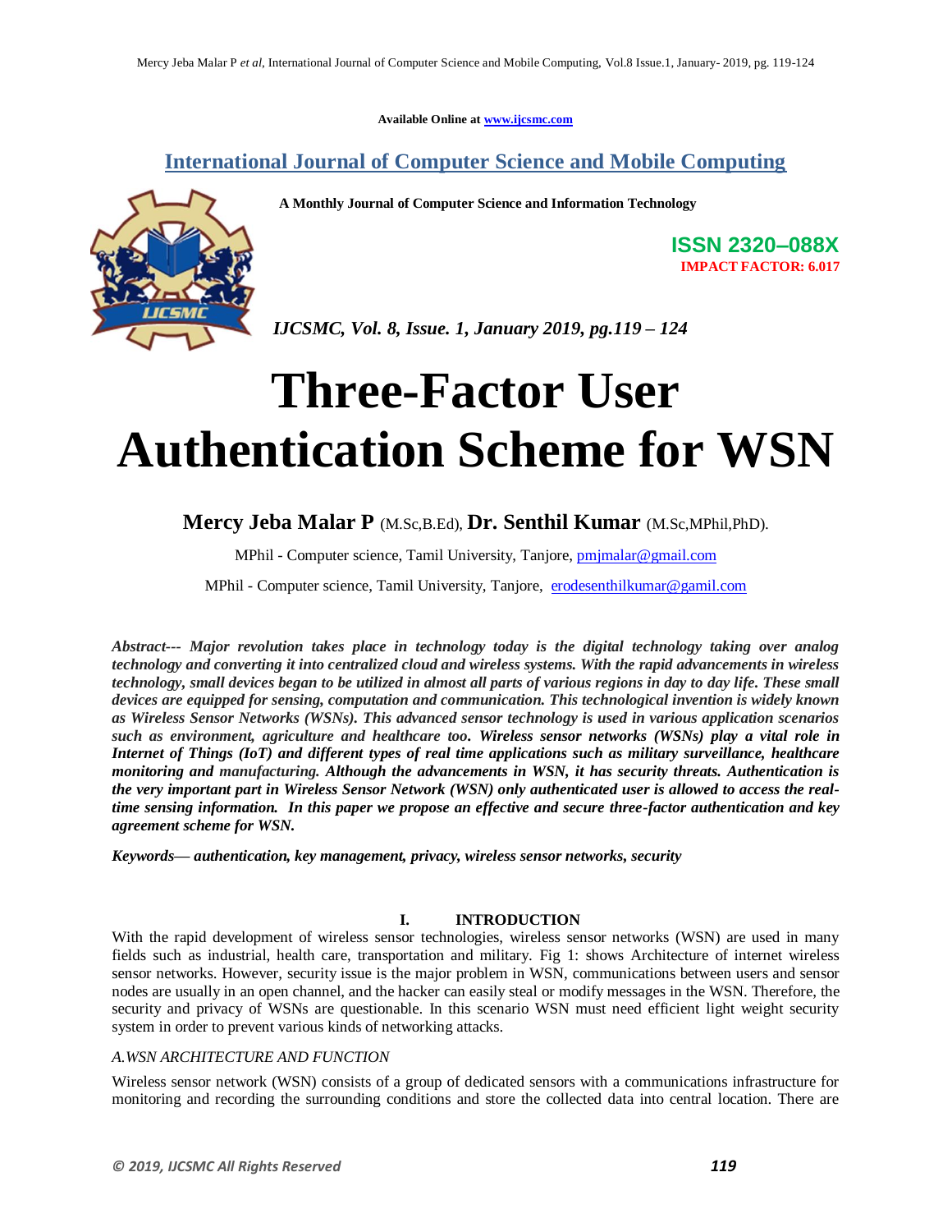Available Online at www.ijcsmc.com

# International Journal of Computer Science and Mobile Computing

**A Monthly Journal of Computer Science and Information Technology**

**ISSN 2320–088X**
**IMPACT FACTOR: 6.017**

*IJCSMC, Vol. 8, Issue. 1, January 2019, pg.119 – 124*

# Three-Factor User Authentication Scheme for WSN

**Mercy Jeba Malar P** (M.Sc,B.Ed), **Dr. Senthil Kumar** (M.Sc,MPhil,PhD).

MPhil - Computer science, Tamil University, Tanjore, pmjmalar@gmail.com

MPhil - Computer science, Tamil University, Tanjore, erodesenthilkumar@gamil.com

***Abstract---*** ***Major revolution takes place in technology today is the digital technology taking over analog technology and converting it into centralized cloud and wireless systems. With the rapid advancements in wireless technology, small devices began to be utilized in almost all parts of various regions in day to day life. These small devices are equipped for sensing, computation and communication. This technological invention is widely known as Wireless Sensor Networks (WSNs). This advanced sensor technology is used in various application scenarios such as environment, agriculture and healthcare too. Wireless sensor networks (WSNs) play a vital role in Internet of Things (IoT) and different types of real time applications such as military surveillance, healthcare monitoring and manufacturing. Although the advancements in WSN, it has security threats. Authentication is the very important part in Wireless Sensor Network (WSN) only authenticated user is allowed to access the real-time sensing information. In this paper we propose an effective and secure three-factor authentication and key agreement scheme for WSN.***

***Keywords—*** ***authentication, key management, privacy, wireless sensor networks, security***

## I. INTRODUCTION

With the rapid development of wireless sensor technologies, wireless sensor networks (WSN) are used in many fields such as industrial, health care, transportation and military. Fig 1: shows Architecture of internet wireless sensor networks. However, security issue is the major problem in WSN, communications between users and sensor nodes are usually in an open channel, and the hacker can easily steal or modify messages in the WSN. Therefore, the security and privacy of WSNs are questionable. In this scenario WSN must need efficient light weight security system in order to prevent various kinds of networking attacks.

### *A.WSN ARCHITECTURE AND FUNCTION*

Wireless sensor network (WSN) consists of a group of dedicated sensors with a communications infrastructure for monitoring and recording the surrounding conditions and store the collected data into central location. There are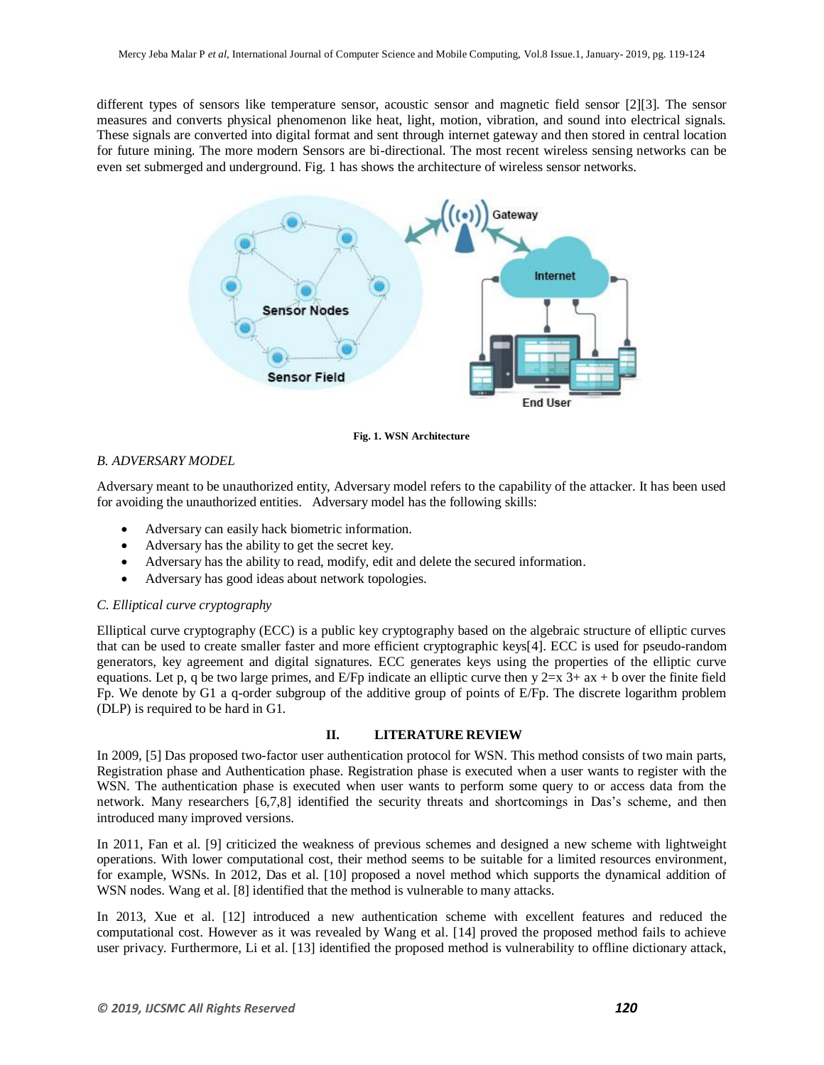different types of sensors like temperature sensor, acoustic sensor and magnetic field sensor [2][3]. The sensor measures and converts physical phenomenon like heat, light, motion, vibration, and sound into electrical signals. These signals are converted into digital format and sent through internet gateway and then stored in central location for future mining. The more modern Sensors are bi-directional. The most recent wireless sensing networks can be even set submerged and underground. Fig. 1 has shows the architecture of wireless sensor networks.

**Fig. 1. WSN Architecture**

### *B. ADVERSARY MODEL*

Adversary meant to be unauthorized entity, Adversary model refers to the capability of the attacker. It has been used for avoiding the unauthorized entities. Adversary model has the following skills:

- Adversary can easily hack biometric information.
- Adversary has the ability to get the secret key.
- Adversary has the ability to read, modify, edit and delete the secured information.
- Adversary has good ideas about network topologies.

### *C. Elliptical curve cryptography*

Elliptical curve cryptography (ECC) is a public key cryptography based on the algebraic structure of elliptic curves that can be used to create smaller faster and more efficient cryptographic keys[4]. ECC is used for pseudo-random generators, key agreement and digital signatures. ECC generates keys using the properties of the elliptic curve equations. Let p, q be two large primes, and $E/F_p$ indicate an elliptic curve then $y^2=x^3+ax+b$ over the finite field $F_p$. We denote by $G_1$ a q-order subgroup of the additive group of points of $E/F_p$. The discrete logarithm problem (DLP) is required to be hard in $G_1$.

## II. LITERATURE REVIEW

In 2009, [5] Das proposed two-factor user authentication protocol for WSN. This method consists of two main parts, Registration phase and Authentication phase. Registration phase is executed when a user wants to register with the WSN. The authentication phase is executed when user wants to perform some query to or access data from the network. Many researchers [6,7,8] identified the security threats and shortcomings in Das's scheme, and then introduced many improved versions.

In 2011, Fan et al. [9] criticized the weakness of previous schemes and designed a new scheme with lightweight operations. With lower computational cost, their method seems to be suitable for a limited resources environment, for example, WSNs. In 2012, Das et al. [10] proposed a novel method which supports the dynamical addition of WSN nodes. Wang et al. [8] identified that the method is vulnerable to many attacks.

In 2013, Xue et al. [12] introduced a new authentication scheme with excellent features and reduced the computational cost. However as it was revealed by Wang et al. [14] proved the proposed method fails to achieve user privacy. Furthermore, Li et al. [13] identified the proposed method is vulnerability to offline dictionary attack,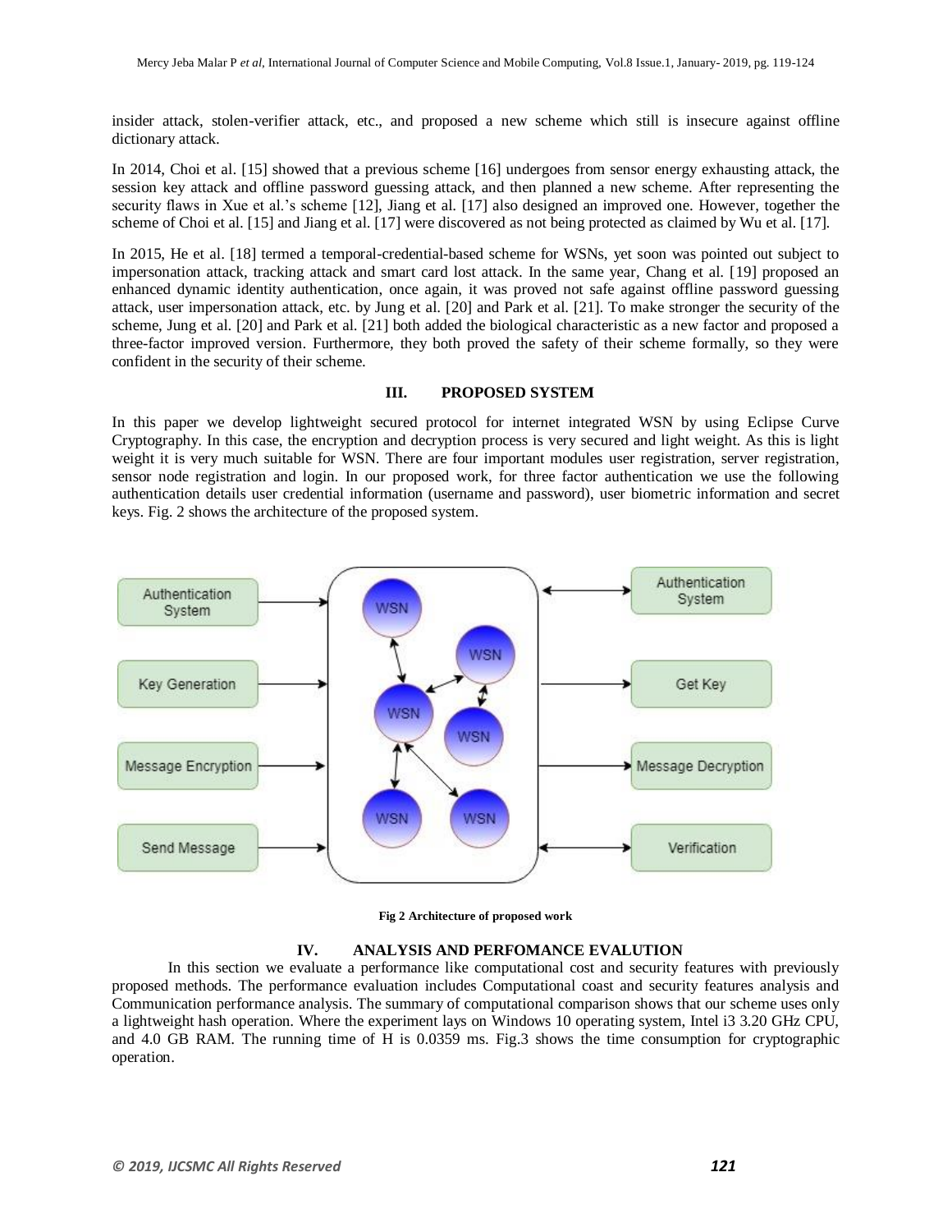insider attack, stolen-verifier attack, etc., and proposed a new scheme which still is insecure against offline dictionary attack.

In 2014, Choi et al. [15] showed that a previous scheme [16] undergoes from sensor energy exhausting attack, the session key attack and offline password guessing attack, and then planned a new scheme. After representing the security flaws in Xue et al.'s scheme [12], Jiang et al. [17] also designed an improved one. However, together the scheme of Choi et al. [15] and Jiang et al. [17] were discovered as not being protected as claimed by Wu et al. [17].

In 2015, He et al. [18] termed a temporal-credential-based scheme for WSNs, yet soon was pointed out subject to impersonation attack, tracking attack and smart card lost attack. In the same year, Chang et al. [19] proposed an enhanced dynamic identity authentication, once again, it was proved not safe against offline password guessing attack, user impersonation attack, etc. by Jung et al. [20] and Park et al. [21]. To make stronger the security of the scheme, Jung et al. [20] and Park et al. [21] both added the biological characteristic as a new factor and proposed a three-factor improved version. Furthermore, they both proved the safety of their scheme formally, so they were confident in the security of their scheme.

## III. PROPOSED SYSTEM

In this paper we develop lightweight secured protocol for internet integrated WSN by using Eclipse Curve Cryptography. In this case, the encryption and decryption process is very secured and light weight. As this is light weight it is very much suitable for WSN. There are four important modules user registration, server registration, sensor node registration and login. In our proposed work, for three factor authentication we use the following authentication details user credential information (username and password), user biometric information and secret keys. Fig. 2 shows the architecture of the proposed system.

Authentication System

Key Generation

Message Encryption

Send Message

WSN

Authentication System

Get Key

Message Decryption

Verification

**Fig 2 Architecture of proposed work**

## IV. ANALYSIS AND PERFOMANCE EVALUTION

In this section we evaluate a performance like computational cost and security features with previously proposed methods. The performance evaluation includes Computational coast and security features analysis and Communication performance analysis. The summary of computational comparison shows that our scheme uses only a lightweight hash operation. Where the experiment lays on Windows 10 operating system, Intel i3 3.20 GHz CPU, and 4.0 GB RAM. The running time of H is 0.0359 ms. Fig.3 shows the time consumption for cryptographic operation.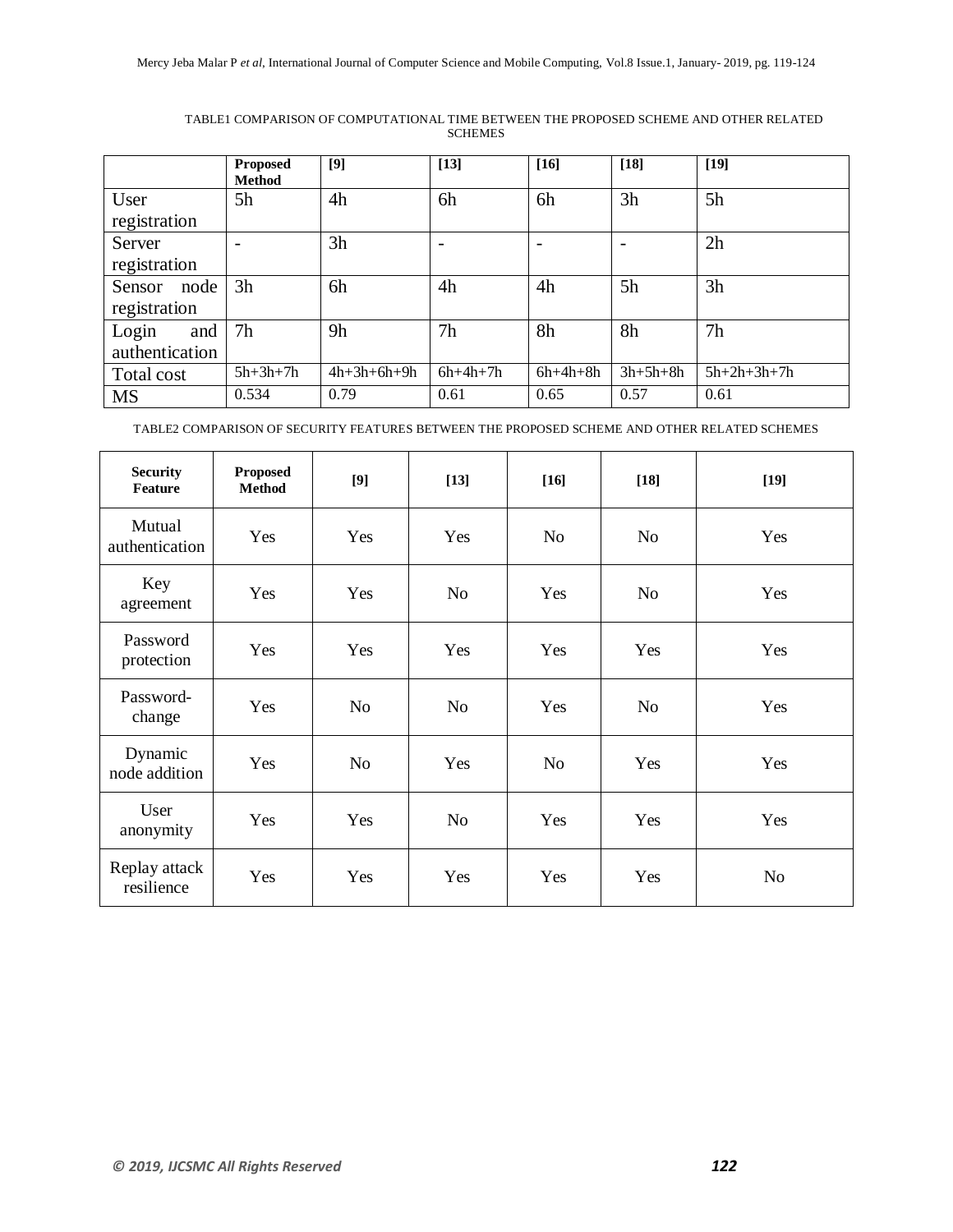TABLE1 COMPARISON OF COMPUTATIONAL TIME BETWEEN THE PROPOSED SCHEME AND OTHER RELATED SCHEMES

| | **Proposed Method** | **[9]** | **[13]** | **[16]** | **[18]** | **[19]** |
|---|---|---|---|---|---|---|
| User registration | 5h | 4h | 6h | 6h | 3h | 5h |
| Server registration | - | 3h | - | - | - | 2h |
| Sensor node registration | 3h | 6h | 4h | 4h | 5h | 3h |
| Login and authentication | 7h | 9h | 7h | 8h | 8h | 7h |
| Total cost | 5h+3h+7h | 4h+3h+6h+9h | 6h+4h+7h | 6h+4h+8h | 3h+5h+8h | 5h+2h+3h+7h |
| MS | 0.534 | 0.79 | 0.61 | 0.65 | 0.57 | 0.61 |

TABLE2 COMPARISON OF SECURITY FEATURES BETWEEN THE PROPOSED SCHEME AND OTHER RELATED SCHEMES

| **Security Feature** | **Proposed Method** | **[9]** | **[13]** | **[16]** | **[18]** | **[19]** |
|---|---|---|---|---|---|---|
| Mutual authentication | Yes | Yes | Yes | No | No | Yes |
| Key agreement | Yes | Yes | No | Yes | No | Yes |
| Password protection | Yes | Yes | Yes | Yes | Yes | Yes |
| Password-change | Yes | No | No | Yes | No | Yes |
| Dynamic node addition | Yes | No | Yes | No | Yes | Yes |
| User anonymity | Yes | Yes | No | Yes | Yes | Yes |
| Replay attack resilience | Yes | Yes | Yes | Yes | Yes | No |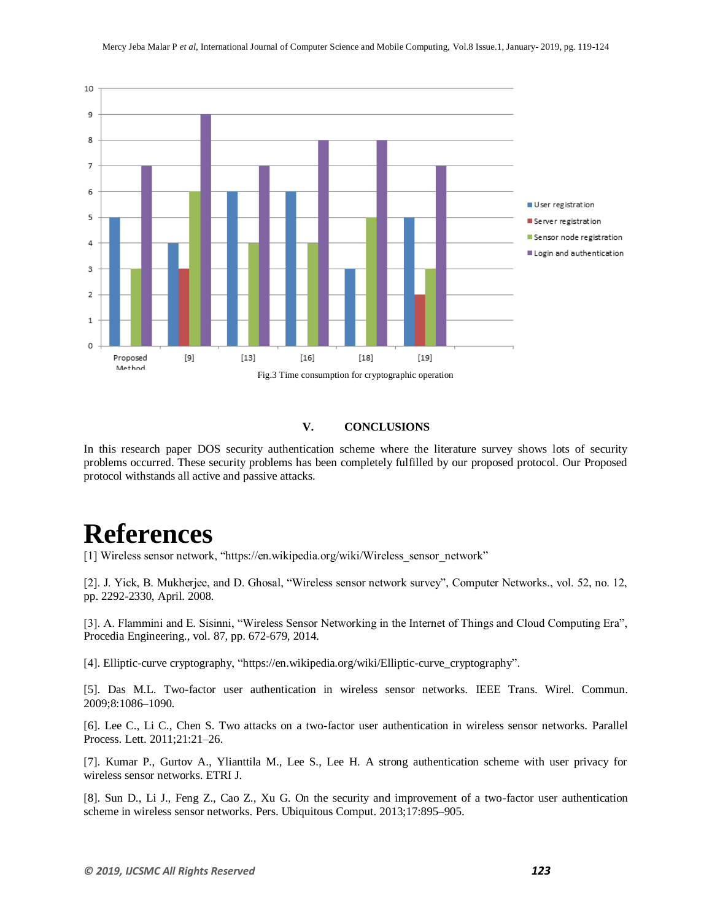Fig.3 Time consumption for cryptographic operation

## V. CONCLUSIONS

In this research paper DOS security authentication scheme where the literature survey shows lots of security problems occurred. These security problems has been completely fulfilled by our proposed protocol. Our Proposed protocol withstands all active and passive attacks.

# References

[1] Wireless sensor network, "https://en.wikipedia.org/wiki/Wireless_sensor_network"

[2]. J. Yick, B. Mukherjee, and D. Ghosal, "Wireless sensor network survey", Computer Networks., vol. 52, no. 12, pp. 2292-2330, April. 2008.

[3]. A. Flammini and E. Sisinni, "Wireless Sensor Networking in the Internet of Things and Cloud Computing Era", Procedia Engineering., vol. 87, pp. 672-679, 2014.

[4]. Elliptic-curve cryptography, "https://en.wikipedia.org/wiki/Elliptic-curve_cryptography".

[5]. Das M.L. Two-factor user authentication in wireless sensor networks. IEEE Trans. Wirel. Commun. 2009;8:1086–1090.

[6]. Lee C., Li C., Chen S. Two attacks on a two-factor user authentication in wireless sensor networks. Parallel Process. Lett. 2011;21:21–26.

[7]. Kumar P., Gurtov A., Ylianttila M., Lee S., Lee H. A strong authentication scheme with user privacy for wireless sensor networks. ETRI J.

[8]. Sun D., Li J., Feng Z., Cao Z., Xu G. On the security and improvement of a two-factor user authentication scheme in wireless sensor networks. Pers. Ubiquitous Comput. 2013;17:895–905.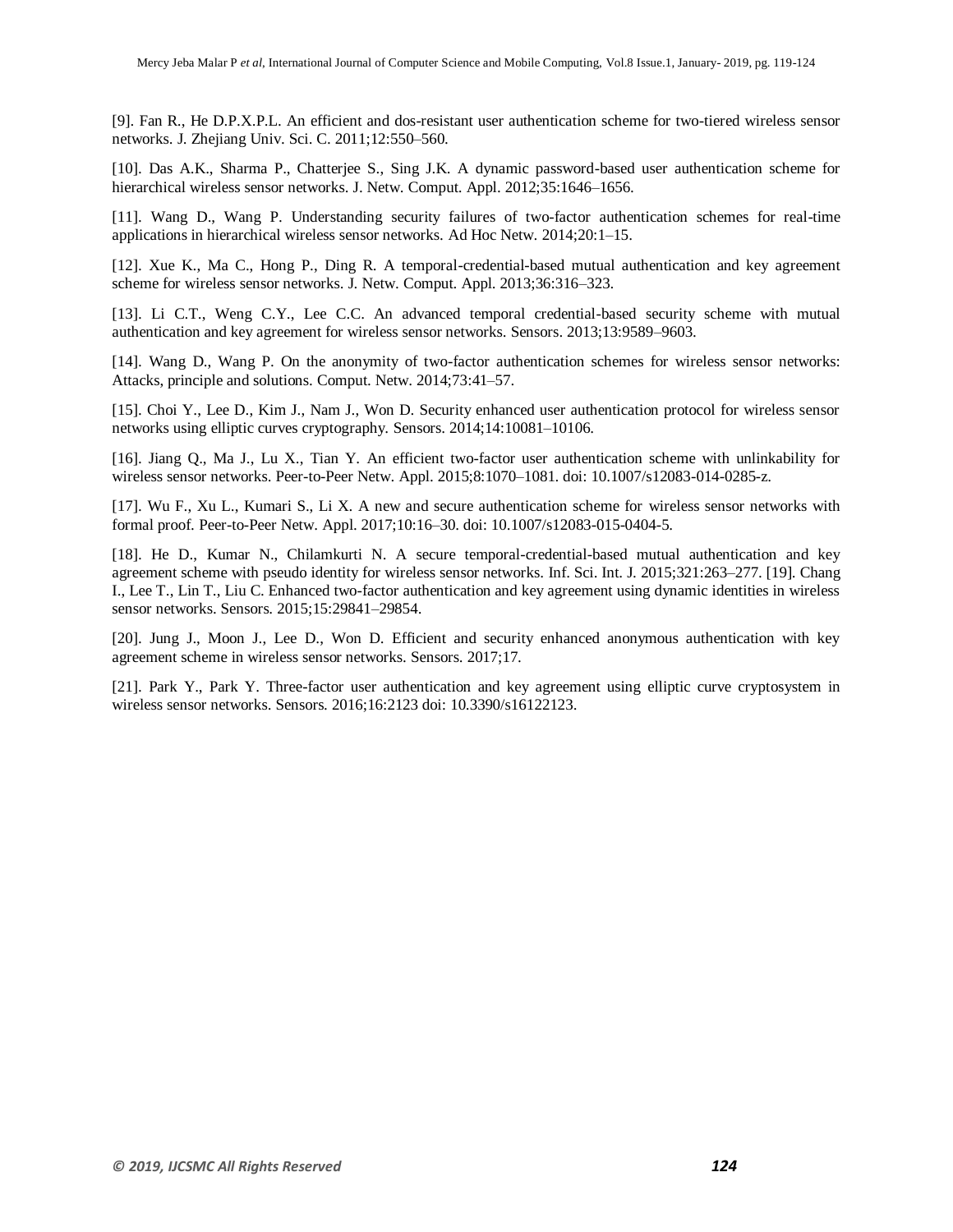[9]. Fan R., He D.P.X.P.L. An efficient and dos-resistant user authentication scheme for two-tiered wireless sensor networks. J. Zhejiang Univ. Sci. C. 2011;12:550–560.

[10]. Das A.K., Sharma P., Chatterjee S., Sing J.K. A dynamic password-based user authentication scheme for hierarchical wireless sensor networks. J. Netw. Comput. Appl. 2012;35:1646–1656.

[11]. Wang D., Wang P. Understanding security failures of two-factor authentication schemes for real-time applications in hierarchical wireless sensor networks. Ad Hoc Netw. 2014;20:1–15.

[12]. Xue K., Ma C., Hong P., Ding R. A temporal-credential-based mutual authentication and key agreement scheme for wireless sensor networks. J. Netw. Comput. Appl. 2013;36:316–323.

[13]. Li C.T., Weng C.Y., Lee C.C. An advanced temporal credential-based security scheme with mutual authentication and key agreement for wireless sensor networks. Sensors. 2013;13:9589–9603.

[14]. Wang D., Wang P. On the anonymity of two-factor authentication schemes for wireless sensor networks: Attacks, principle and solutions. Comput. Netw. 2014;73:41–57.

[15]. Choi Y., Lee D., Kim J., Nam J., Won D. Security enhanced user authentication protocol for wireless sensor networks using elliptic curves cryptography. Sensors. 2014;14:10081–10106.

[16]. Jiang Q., Ma J., Lu X., Tian Y. An efficient two-factor user authentication scheme with unlinkability for wireless sensor networks. Peer-to-Peer Netw. Appl. 2015;8:1070–1081. doi: 10.1007/s12083-014-0285-z.

[17]. Wu F., Xu L., Kumari S., Li X. A new and secure authentication scheme for wireless sensor networks with formal proof. Peer-to-Peer Netw. Appl. 2017;10:16–30. doi: 10.1007/s12083-015-0404-5.

[18]. He D., Kumar N., Chilamkurti N. A secure temporal-credential-based mutual authentication and key agreement scheme with pseudo identity for wireless sensor networks. Inf. Sci. Int. J. 2015;321:263–277. [19]. Chang I., Lee T., Lin T., Liu C. Enhanced two-factor authentication and key agreement using dynamic identities in wireless sensor networks. Sensors. 2015;15:29841–29854.

[20]. Jung J., Moon J., Lee D., Won D. Efficient and security enhanced anonymous authentication with key agreement scheme in wireless sensor networks. Sensors. 2017;17.

[21]. Park Y., Park Y. Three-factor user authentication and key agreement using elliptic curve cryptosystem in wireless sensor networks. Sensors. 2016;16:2123 doi: 10.3390/s16122123.